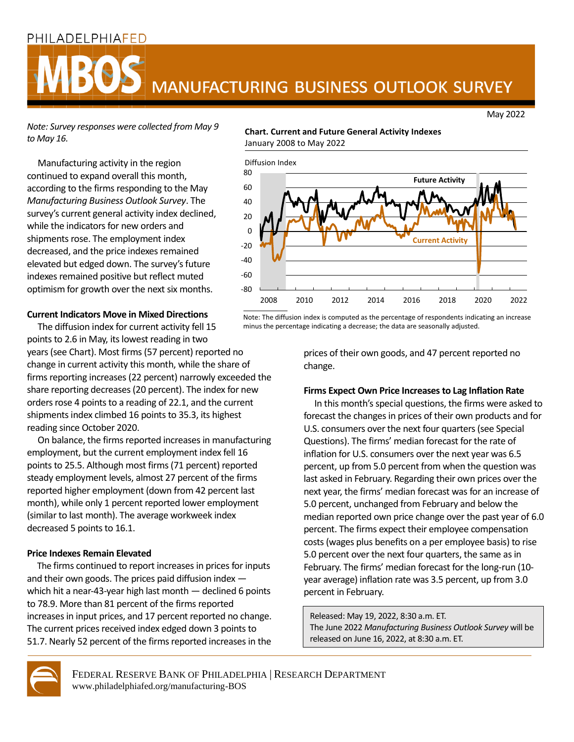PHILADELPHIAFED

# MBOS MANUFACTURING BUSINESS OUTLOOK SURVEY

May 2022

*Note: Survey responses were collected from May 9 to May 16.*

Manufacturing activity in the region continued to expand overall this month, according to the firms responding to the May *Manufacturing Business Outlook Survey*. The survey's current general activity index declined, while the indicators for new orders and shipments rose. The employment index decreased, and the price indexes remained elevated but edged down. The survey's future indexes remained positive but reflect muted optimism for growth over the next six months.

**Chart. Current and Future General Activity Indexes**
January 2008 to May 2022

Note: The diffusion index is computed as the percentage of respondents indicating an increase minus the percentage indicating a decrease; the data are seasonally adjusted.

### Current Indicators Move in Mixed Directions

The diffusion index for current activity fell 15 points to 2.6 in May, its lowest reading in two years (see Chart). Most firms (57 percent) reported no change in current activity this month, while the share of firms reporting increases (22 percent) narrowly exceeded the share reporting decreases (20 percent). The index for new orders rose 4 points to a reading of 22.1, and the current shipments index climbed 16 points to 35.3, its highest reading since October 2020.

On balance, the firms reported increases in manufacturing employment, but the current employment index fell 16 points to 25.5. Although most firms (71 percent) reported steady employment levels, almost 27 percent of the firms reported higher employment (down from 42 percent last month), while only 1 percent reported lower employment (similar to last month). The average workweek index decreased 5 points to 16.1.

### Price Indexes Remain Elevated

The firms continued to report increases in prices for inputs and their own goods. The prices paid diffusion index — which hit a near-43-year high last month — declined 6 points to 78.9. More than 81 percent of the firms reported increases in input prices, and 17 percent reported no change. The current prices received index edged down 3 points to 51.7. Nearly 52 percent of the firms reported increases in the prices of their own goods, and 47 percent reported no change.

### Firms Expect Own Price Increases to Lag Inflation Rate

In this month's special questions, the firms were asked to forecast the changes in prices of their own products and for U.S. consumers over the next four quarters (see Special Questions). The firms' median forecast for the rate of inflation for U.S. consumers over the next year was 6.5 percent, up from 5.0 percent from when the question was last asked in February. Regarding their own prices over the next year, the firms' median forecast was for an increase of 5.0 percent, unchanged from February and below the median reported own price change over the past year of 6.0 percent. The firms expect their employee compensation costs (wages plus benefits on a per employee basis) to rise 5.0 percent over the next four quarters, the same as in February. The firms' median forecast for the long-run (10-year average) inflation rate was 3.5 percent, up from 3.0 percent in February.

Released: May 19, 2022, 8:30 a.m. ET.
The June 2022 *Manufacturing Business Outlook Survey* will be released on June 16, 2022, at 8:30 a.m. ET.

FEDERAL RESERVE BANK OF PHILADELPHIA | RESEARCH DEPARTMENT
www.philadelphiafed.org/manufacturing-BOS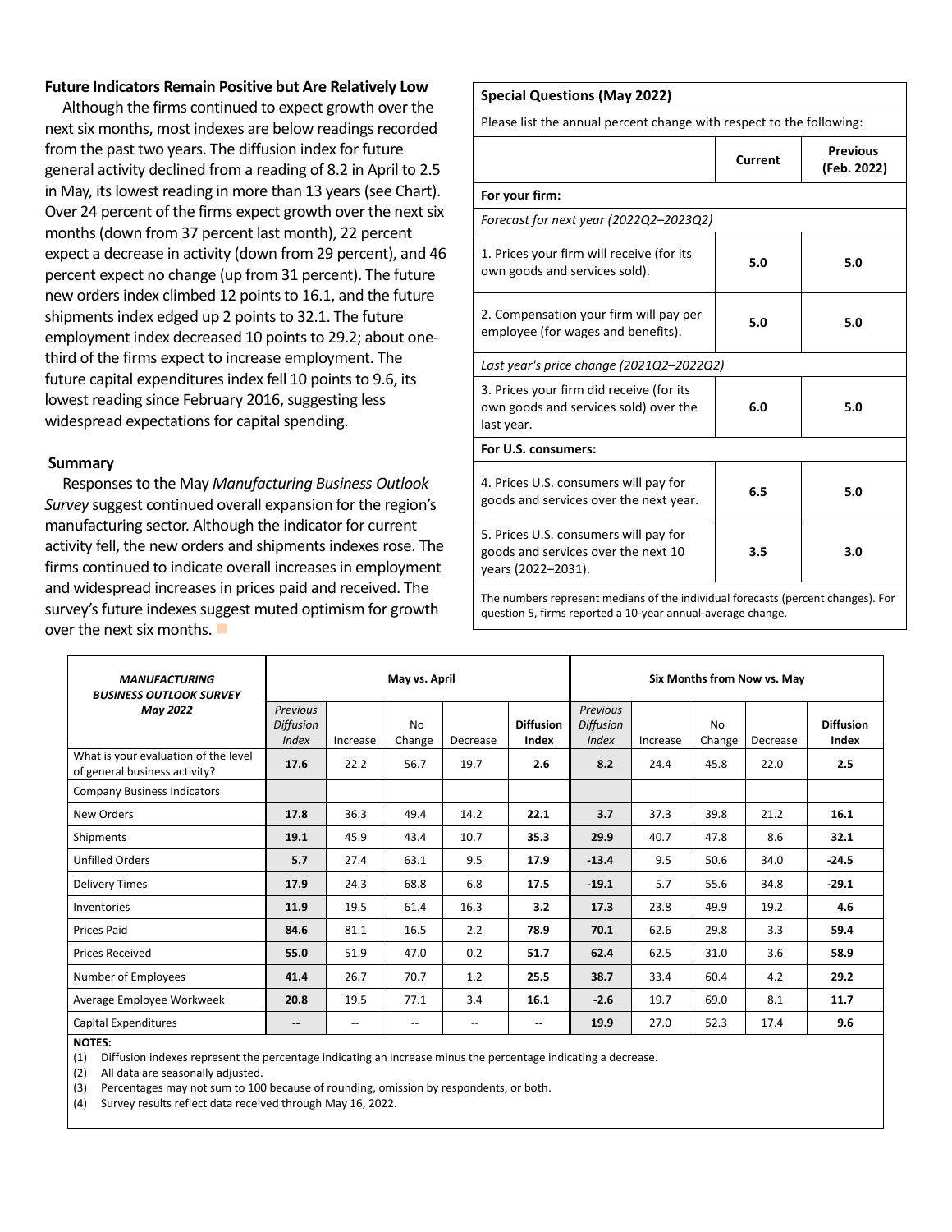### Future Indicators Remain Positive but Are Relatively Low

Although the firms continued to expect growth over the next six months, most indexes are below readings recorded from the past two years. The diffusion index for future general activity declined from a reading of 8.2 in April to 2.5 in May, its lowest reading in more than 13 years (see Chart). Over 24 percent of the firms expect growth over the next six months (down from 37 percent last month), 22 percent expect a decrease in activity (down from 29 percent), and 46 percent expect no change (up from 31 percent). The future new orders index climbed 12 points to 16.1, and the future shipments index edged up 2 points to 32.1. The future employment index decreased 10 points to 29.2; about one-third of the firms expect to increase employment. The future capital expenditures index fell 10 points to 9.6, its lowest reading since February 2016, suggesting less widespread expectations for capital spending.

### Summary

Responses to the May *Manufacturing Business Outlook Survey* suggest continued overall expansion for the region's manufacturing sector. Although the indicator for current activity fell, the new orders and shipments indexes rose. The firms continued to indicate overall increases in employment and widespread increases in prices paid and received. The survey's future indexes suggest muted optimism for growth over the next six months.

**Special Questions (May 2022)**

Please list the annual percent change with respect to the following:

| | Current | Previous (Feb. 2022) |
|---|---|---|
| **For your firm:** | | |
| *Forecast for next year (2022Q2–2023Q2)* | | |
| 1. Prices your firm will receive (for its own goods and services sold). | **5.0** | **5.0** |
| 2. Compensation your firm will pay per employee (for wages and benefits). | **5.0** | **5.0** |
| *Last year's price change (2021Q2–2022Q2)* | | |
| 3. Prices your firm did receive (for its own goods and services sold) over the last year. | **6.0** | **5.0** |
| **For U.S. consumers:** | | |
| 4. Prices U.S. consumers will pay for goods and services over the next year. | **6.5** | **5.0** |
| 5. Prices U.S. consumers will pay for goods and services over the next 10 years (2022–2031). | **3.5** | **3.0** |

The numbers represent medians of the individual forecasts (percent changes). For question 5, firms reported a 10-year annual-average change.

| ***MANUFACTURING BUSINESS OUTLOOK SURVEY May 2022*** | **May vs. April** | | | | | **Six Months from Now vs. May** | | | | |
|---|---|---|---|---|---|---|---|---|---|---|
| | *Previous Diffusion Index* | Increase | No Change | Decrease | **Diffusion Index** | *Previous Diffusion Index* | Increase | No Change | Decrease | **Diffusion Index** |
| What is your evaluation of the level of general business activity? | **17.6** | 22.2 | 56.7 | 19.7 | **2.6** | **8.2** | 24.4 | 45.8 | 22.0 | **2.5** |
| Company Business Indicators | | | | | | | | | | |
| New Orders | **17.8** | 36.3 | 49.4 | 14.2 | **22.1** | **3.7** | 37.3 | 39.8 | 21.2 | **16.1** |
| Shipments | **19.1** | 45.9 | 43.4 | 10.7 | **35.3** | **29.9** | 40.7 | 47.8 | 8.6 | **32.1** |
| Unfilled Orders | **5.7** | 27.4 | 63.1 | 9.5 | **17.9** | **-13.4** | 9.5 | 50.6 | 34.0 | **-24.5** |
| Delivery Times | **17.9** | 24.3 | 68.8 | 6.8 | **17.5** | **-19.1** | 5.7 | 55.6 | 34.8 | **-29.1** |
| Inventories | **11.9** | 19.5 | 61.4 | 16.3 | **3.2** | **17.3** | 23.8 | 49.9 | 19.2 | **4.6** |
| Prices Paid | **84.6** | 81.1 | 16.5 | 2.2 | **78.9** | **70.1** | 62.6 | 29.8 | 3.3 | **59.4** |
| Prices Received | **55.0** | 51.9 | 47.0 | 0.2 | **51.7** | **62.4** | 62.5 | 31.0 | 3.6 | **58.9** |
| Number of Employees | **41.4** | 26.7 | 70.7 | 1.2 | **25.5** | **38.7** | 33.4 | 60.4 | 4.2 | **29.2** |
| Average Employee Workweek | **20.8** | 19.5 | 77.1 | 3.4 | **16.1** | **-2.6** | 19.7 | 69.0 | 8.1 | **11.7** |
| Capital Expenditures | **--** | -- | -- | -- | **--** | **19.9** | 27.0 | 52.3 | 17.4 | **9.6** |

**NOTES:**

(1) Diffusion indexes represent the percentage indicating an increase minus the percentage indicating a decrease.

(2) All data are seasonally adjusted.

(3) Percentages may not sum to 100 because of rounding, omission by respondents, or both.

(4) Survey results reflect data received through May 16, 2022.